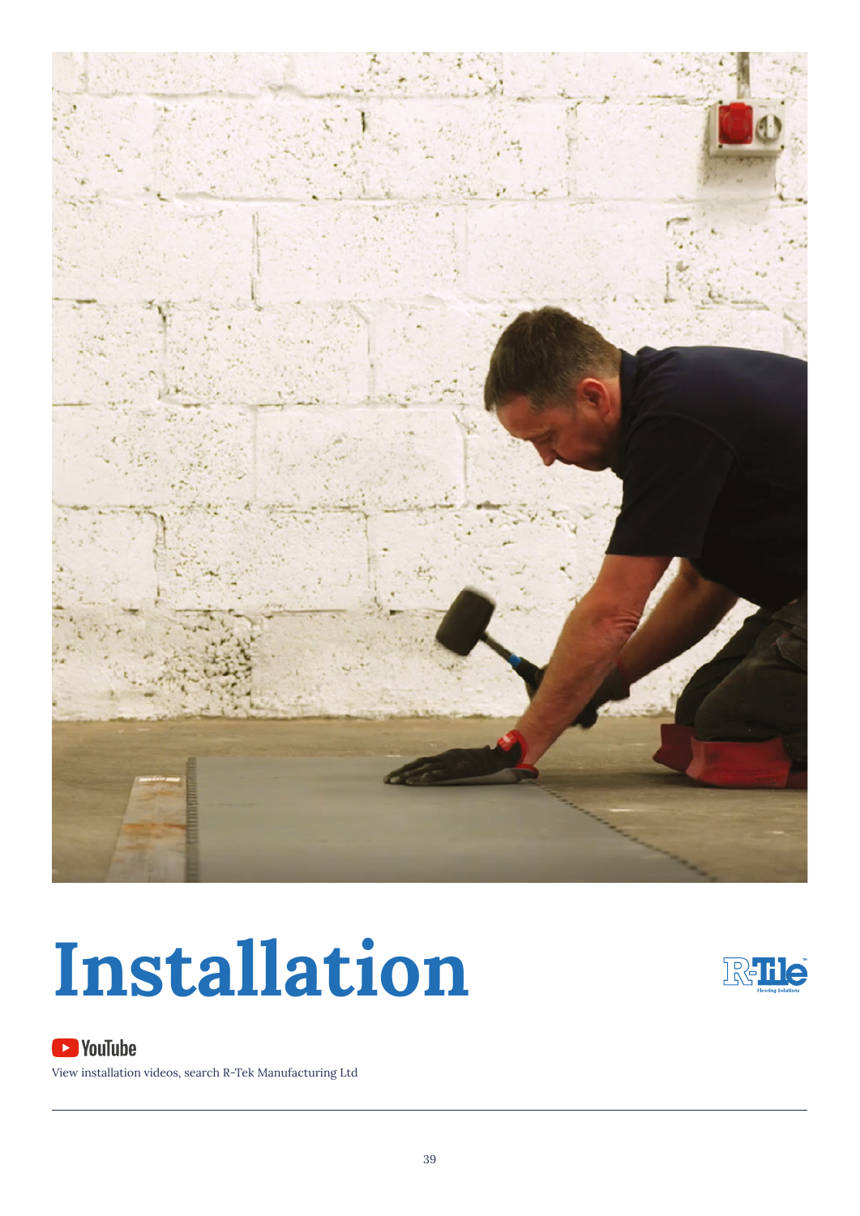# Installation

YouTube

View installation videos, search R-Tek Manufacturing Ltd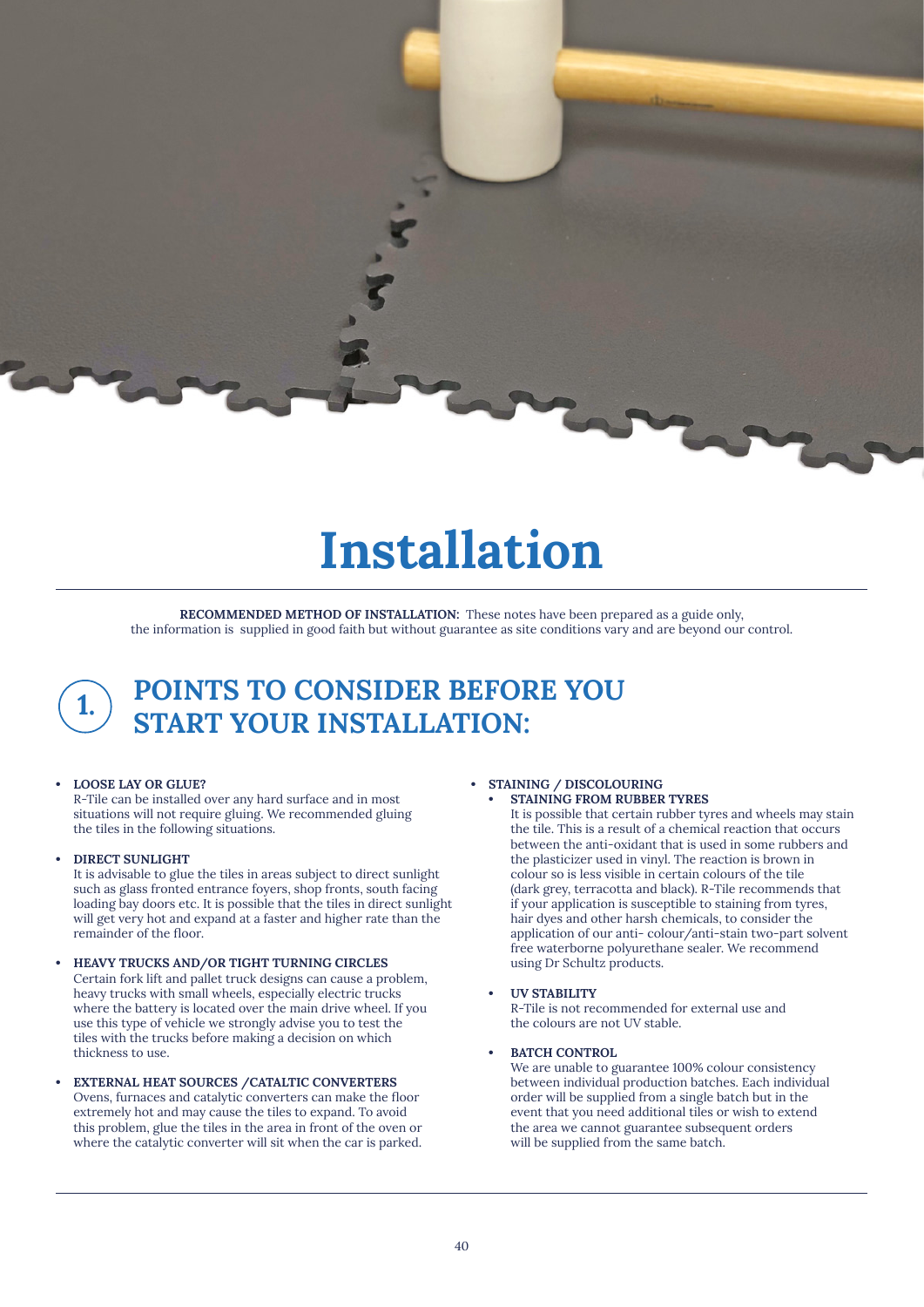# Installation

**RECOMMENDED METHOD OF INSTALLATION:** These notes have been prepared as a guide only, the information is supplied in good faith but without guarantee as site conditions vary and are beyond our control.

## 1. POINTS TO CONSIDER BEFORE YOU START YOUR INSTALLATION:

- **LOOSE LAY OR GLUE?**
  R-Tile can be installed over any hard surface and in most situations will not require gluing. We recommended gluing the tiles in the following situations.

- **DIRECT SUNLIGHT**
  It is advisable to glue the tiles in areas subject to direct sunlight such as glass fronted entrance foyers, shop fronts, south facing loading bay doors etc. It is possible that the tiles in direct sunlight will get very hot and expand at a faster and higher rate than the remainder of the floor.

- **HEAVY TRUCKS AND/OR TIGHT TURNING CIRCLES**
  Certain fork lift and pallet truck designs can cause a problem, heavy trucks with small wheels, especially electric trucks where the battery is located over the main drive wheel. If you use this type of vehicle we strongly advise you to test the tiles with the trucks before making a decision on which thickness to use.

- **EXTERNAL HEAT SOURCES /CATALTIC CONVERTERS**
  Ovens, furnaces and catalytic converters can make the floor extremely hot and may cause the tiles to expand. To avoid this problem, glue the tiles in the area in front of the oven or where the catalytic converter will sit when the car is parked.

- **STAINING / DISCOLOURING**
  - **STAINING FROM RUBBER TYRES**
    It is possible that certain rubber tyres and wheels may stain the tile. This is a result of a chemical reaction that occurs between the anti-oxidant that is used in some rubbers and the plasticizer used in vinyl. The reaction is brown in colour so is less visible in certain colours of the tile (dark grey, terracotta and black). R-Tile recommends that if your application is susceptible to staining from tyres, hair dyes and other harsh chemicals, to consider the application of our anti- colour/anti-stain two-part solvent free waterborne polyurethane sealer. We recommend using Dr Schultz products.

  - **UV STABILITY**
    R-Tile is not recommended for external use and the colours are not UV stable.

  - **BATCH CONTROL**
    We are unable to guarantee 100% colour consistency between individual production batches. Each individual order will be supplied from a single batch but in the event that you need additional tiles or wish to extend the area we cannot guarantee subsequent orders will be supplied from the same batch.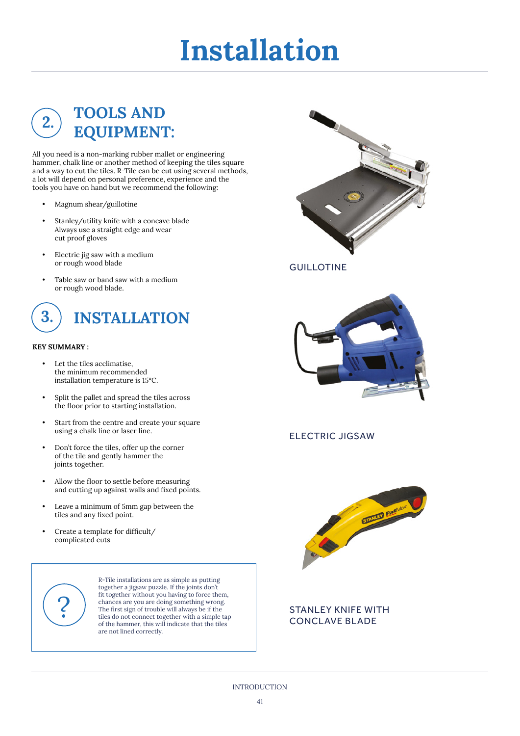# Installation

## 2. TOOLS AND EQUIPMENT:

All you need is a non-marking rubber mallet or engineering hammer, chalk line or another method of keeping the tiles square and a way to cut the tiles. R-Tile can be cut using several methods, a lot will depend on personal preference, experience and the tools you have on hand but we recommend the following:

- Magnum shear/guillotine
- Stanley/utility knife with a concave blade Always use a straight edge and wear cut proof gloves
- Electric jig saw with a medium or rough wood blade
- Table saw or band saw with a medium or rough wood blade.

## 3. INSTALLATION

**KEY SUMMARY :**

- Let the tiles acclimatise, the minimum recommended installation temperature is 15°C.
- Split the pallet and spread the tiles across the floor prior to starting installation.
- Start from the centre and create your square using a chalk line or laser line.
- Don't force the tiles, offer up the corner of the tile and gently hammer the joints together.
- Allow the floor to settle before measuring and cutting up against walls and fixed points.
- Leave a minimum of 5mm gap between the tiles and any fixed point.
- Create a template for difficult/ complicated cuts

?

R-Tile installations are as simple as putting together a jigsaw puzzle. If the joints don't fit together without you having to force them, chances are you are doing something wrong. The first sign of trouble will always be if the tiles do not connect together with a simple tap of the hammer, this will indicate that the tiles are not lined correctly.

GUILLOTINE

ELECTRIC JIGSAW

STANLEY KNIFE WITH CONCLAVE BLADE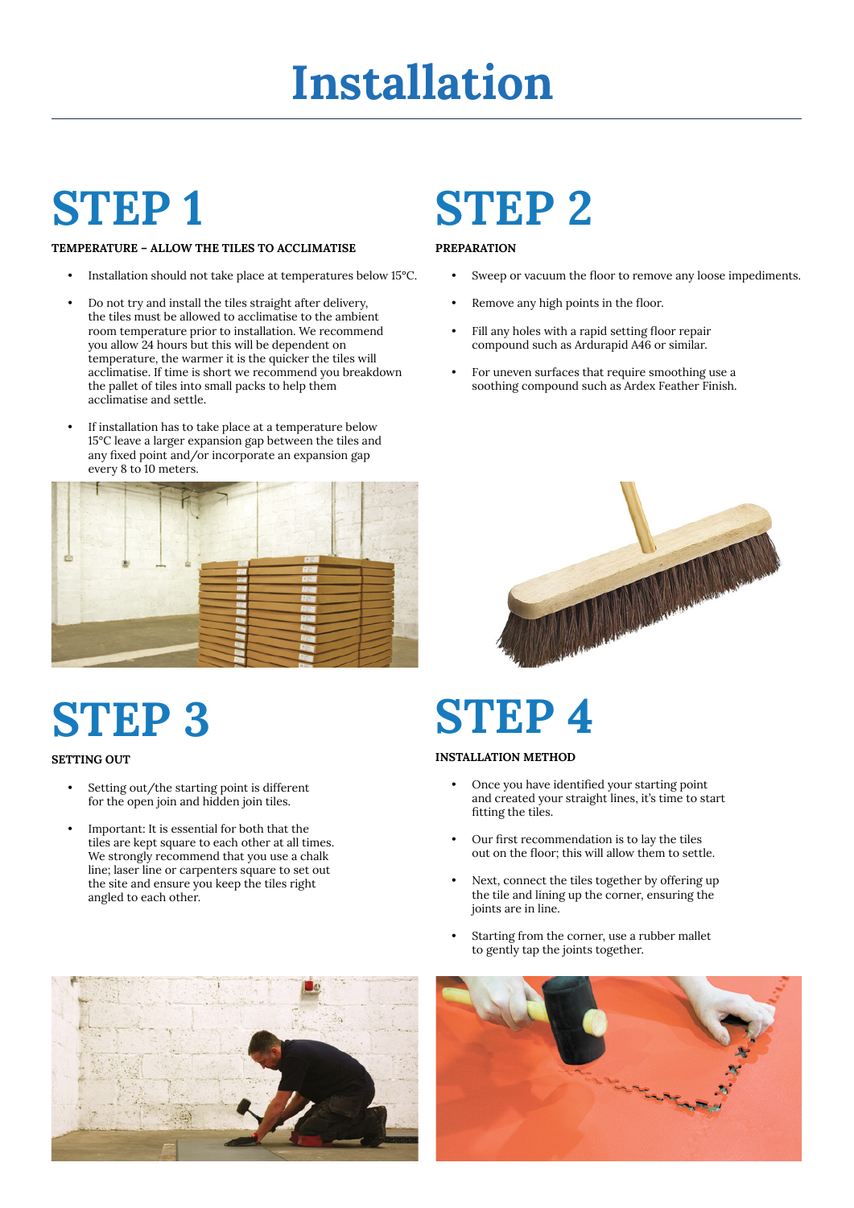# Installation

## STEP 1

**TEMPERATURE – ALLOW THE TILES TO ACCLIMATISE**

- Installation should not take place at temperatures below 15°C.
- Do not try and install the tiles straight after delivery, the tiles must be allowed to acclimatise to the ambient room temperature prior to installation. We recommend you allow 24 hours but this will be dependent on temperature, the warmer it is the quicker the tiles will acclimatise. If time is short we recommend you breakdown the pallet of tiles into small packs to help them acclimatise and settle.
- If installation has to take place at a temperature below 15°C leave a larger expansion gap between the tiles and any fixed point and/or incorporate an expansion gap every 8 to 10 meters.

## STEP 2

**PREPARATION**

- Sweep or vacuum the floor to remove any loose impediments.
- Remove any high points in the floor.
- Fill any holes with a rapid setting floor repair compound such as Ardurapid A46 or similar.
- For uneven surfaces that require smoothing use a soothing compound such as Ardex Feather Finish.

## STEP 3

**SETTING OUT**

- Setting out/the starting point is different for the open join and hidden join tiles.
- Important: It is essential for both that the tiles are kept square to each other at all times. We strongly recommend that you use a chalk line; laser line or carpenters square to set out the site and ensure you keep the tiles right angled to each other.

## STEP 4

**INSTALLATION METHOD**

- Once you have identified your starting point and created your straight lines, it's time to start fitting the tiles.
- Our first recommendation is to lay the tiles out on the floor; this will allow them to settle.
- Next, connect the tiles together by offering up the tile and lining up the corner, ensuring the joints are in line.
- Starting from the corner, use a rubber mallet to gently tap the joints together.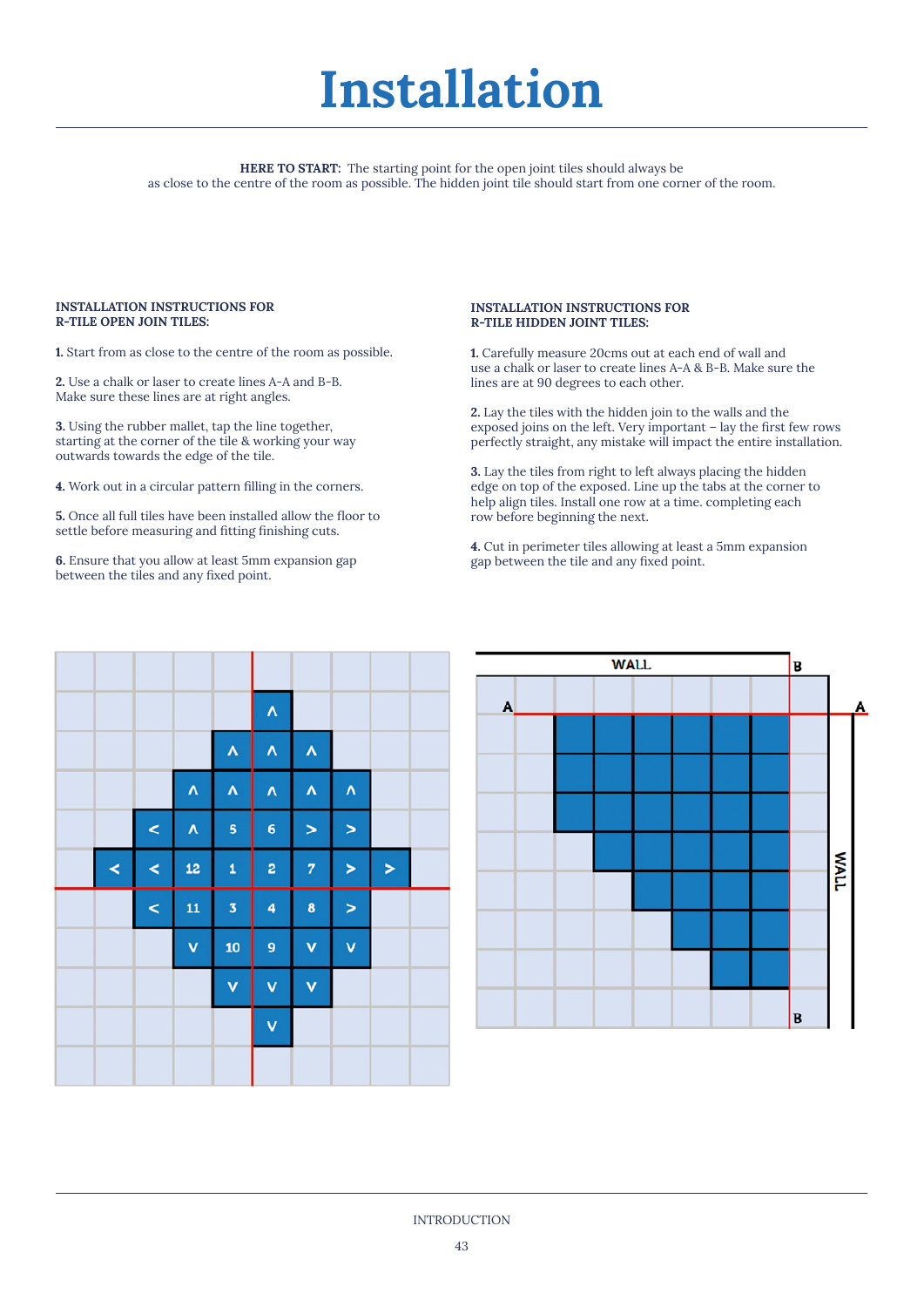# Installation

**HERE TO START:** The starting point for the open joint tiles should always be as close to the centre of the room as possible. The hidden joint tile should start from one corner of the room.

**INSTALLATION INSTRUCTIONS FOR R-TILE OPEN JOIN TILES:**

**1.** Start from as close to the centre of the room as possible.

**2.** Use a chalk or laser to create lines A-A and B-B. Make sure these lines are at right angles.

**3.** Using the rubber mallet, tap the line together, starting at the corner of the tile & working your way outwards towards the edge of the tile.

**4.** Work out in a circular pattern filling in the corners.

**5.** Once all full tiles have been installed allow the floor to settle before measuring and fitting finishing cuts.

**6.** Ensure that you allow at least 5mm expansion gap between the tiles and any fixed point.

**INSTALLATION INSTRUCTIONS FOR R-TILE HIDDEN JOINT TILES:**

**1.** Carefully measure 20cms out at each end of wall and use a chalk or laser to create lines A-A & B-B. Make sure the lines are at 90 degrees to each other.

**2.** Lay the tiles with the hidden join to the walls and the exposed joins on the left. Very important – lay the first few rows perfectly straight, any mistake will impact the entire installation.

**3.** Lay the tiles from right to left always placing the hidden edge on top of the exposed. Line up the tabs at the corner to help align tiles. Install one row at a time. completing each row before beginning the next.

**4.** Cut in perimeter tiles allowing at least a 5mm expansion gap between the tile and any fixed point.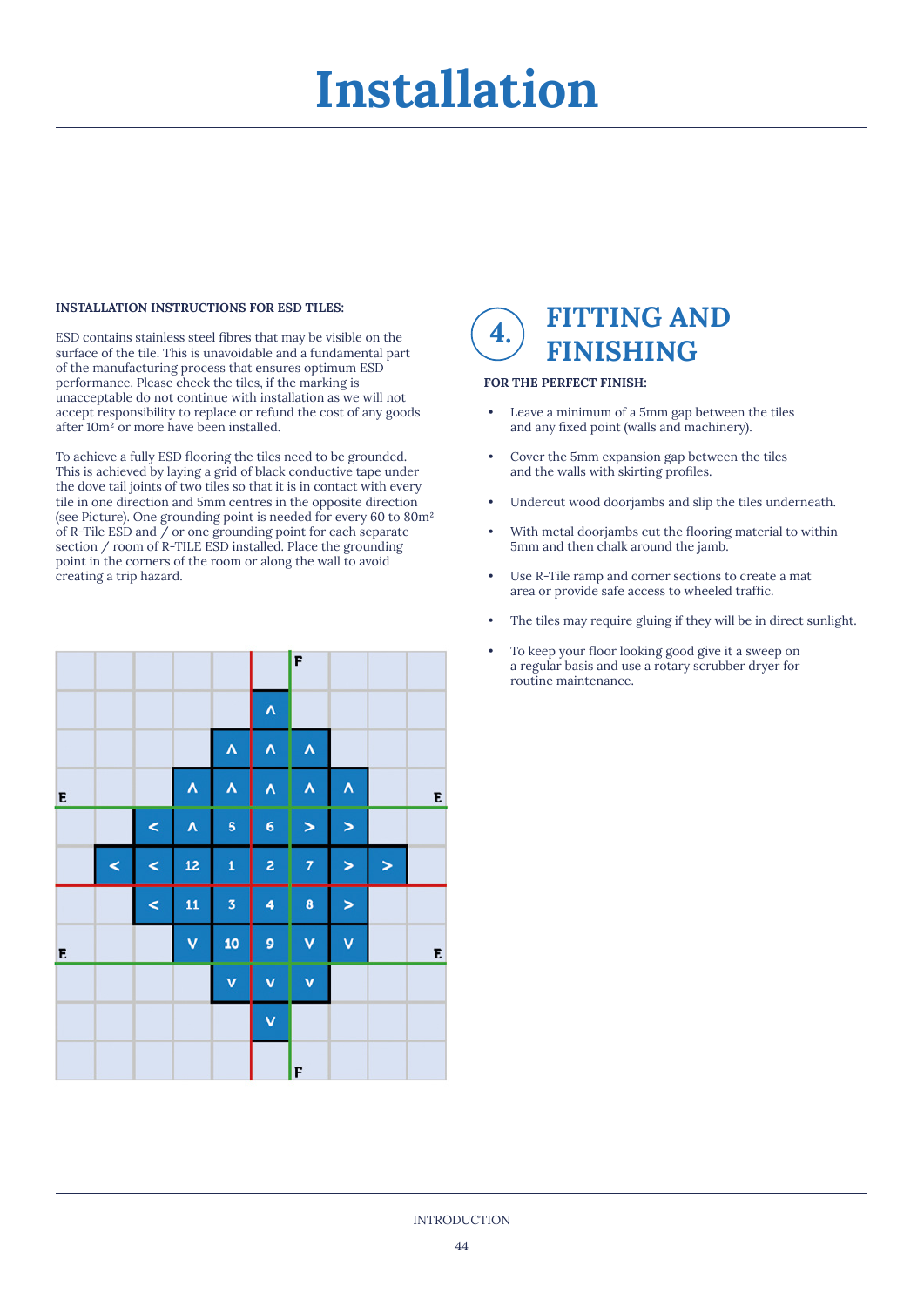# Installation

**INSTALLATION INSTRUCTIONS FOR ESD TILES:**

ESD contains stainless steel fibres that may be visible on the surface of the tile. This is unavoidable and a fundamental part of the manufacturing process that ensures optimum ESD performance. Please check the tiles, if the marking is unacceptable do not continue with installation as we will not accept responsibility to replace or refund the cost of any goods after 10m² or more have been installed.

To achieve a fully ESD flooring the tiles need to be grounded. This is achieved by laying a grid of black conductive tape under the dove tail joints of two tiles so that it is in contact with every tile in one direction and 5mm centres in the opposite direction (see Picture). One grounding point is needed for every 60 to 80m² of R-Tile ESD and / or one grounding point for each separate section / room of R-TILE ESD installed. Place the grounding point in the corners of the room or along the wall to avoid creating a trip hazard.

## 4. FITTING AND FINISHING

**FOR THE PERFECT FINISH:**

- Leave a minimum of a 5mm gap between the tiles and any fixed point (walls and machinery).
- Cover the 5mm expansion gap between the tiles and the walls with skirting profiles.
- Undercut wood doorjambs and slip the tiles underneath.
- With metal doorjambs cut the flooring material to within 5mm and then chalk around the jamb.
- Use R-Tile ramp and corner sections to create a mat area or provide safe access to wheeled traffic.
- The tiles may require gluing if they will be in direct sunlight.
- To keep your floor looking good give it a sweep on a regular basis and use a rotary scrubber dryer for routine maintenance.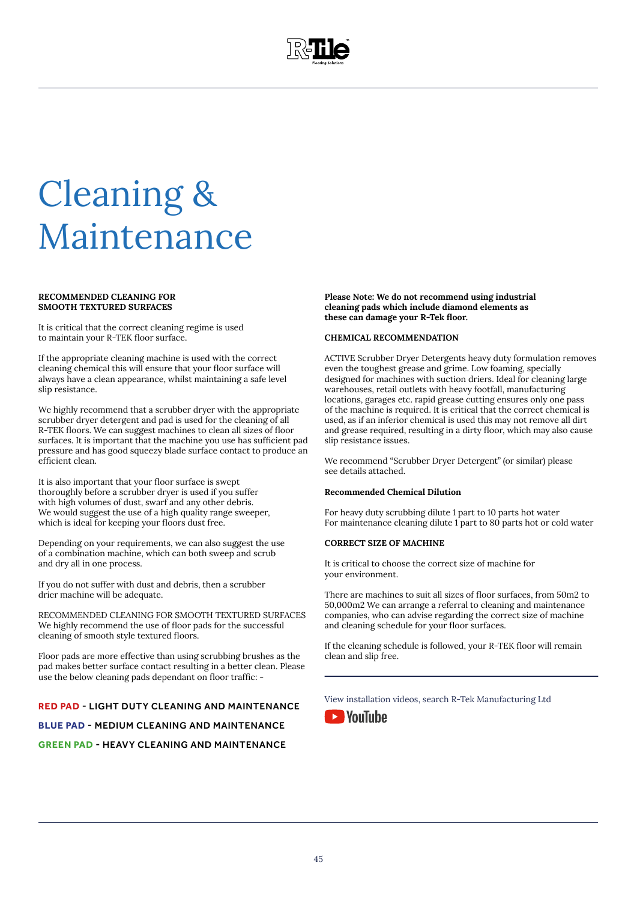# Cleaning & Maintenance

**RECOMMENDED CLEANING FOR SMOOTH TEXTURED SURFACES**

It is critical that the correct cleaning regime is used to maintain your R-TEK floor surface.

If the appropriate cleaning machine is used with the correct cleaning chemical this will ensure that your floor surface will always have a clean appearance, whilst maintaining a safe level slip resistance.

We highly recommend that a scrubber dryer with the appropriate scrubber dryer detergent and pad is used for the cleaning of all R-TEK floors. We can suggest machines to clean all sizes of floor surfaces. It is important that the machine you use has sufficient pad pressure and has good squeezy blade surface contact to produce an efficient clean.

It is also important that your floor surface is swept thoroughly before a scrubber dryer is used if you suffer with high volumes of dust, swarf and any other debris. We would suggest the use of a high quality range sweeper, which is ideal for keeping your floors dust free.

Depending on your requirements, we can also suggest the use of a combination machine, which can both sweep and scrub and dry all in one process.

If you do not suffer with dust and debris, then a scrubber drier machine will be adequate.

RECOMMENDED CLEANING FOR SMOOTH TEXTURED SURFACES
We highly recommend the use of floor pads for the successful cleaning of smooth style textured floors.

Floor pads are more effective than using scrubbing brushes as the pad makes better surface contact resulting in a better clean. Please use the below cleaning pads dependant on floor traffic: -

**RED PAD - LIGHT DUTY CLEANING AND MAINTENANCE**

**BLUE PAD - MEDIUM CLEANING AND MAINTENANCE**

**GREEN PAD - HEAVY CLEANING AND MAINTENANCE**

**Please Note: We do not recommend using industrial cleaning pads which include diamond elements as these can damage your R-Tek floor.**

**CHEMICAL RECOMMENDATION**

ACTIVE Scrubber Dryer Detergents heavy duty formulation removes even the toughest grease and grime. Low foaming, specially designed for machines with suction driers. Ideal for cleaning large warehouses, retail outlets with heavy footfall, manufacturing locations, garages etc. rapid grease cutting ensures only one pass of the machine is required. It is critical that the correct chemical is used, as if an inferior chemical is used this may not remove all dirt and grease required, resulting in a dirty floor, which may also cause slip resistance issues.

We recommend "Scrubber Dryer Detergent" (or similar) please see details attached.

**Recommended Chemical Dilution**

For heavy duty scrubbing dilute 1 part to 10 parts hot water
For maintenance cleaning dilute 1 part to 80 parts hot or cold water

**CORRECT SIZE OF MACHINE**

It is critical to choose the correct size of machine for your environment.

There are machines to suit all sizes of floor surfaces, from 50m2 to 50,000m2 We can arrange a referral to cleaning and maintenance companies, who can advise regarding the correct size of machine and cleaning schedule for your floor surfaces.

If the cleaning schedule is followed, your R-TEK floor will remain clean and slip free.

View installation videos, search R-Tek Manufacturing Ltd

YouTube